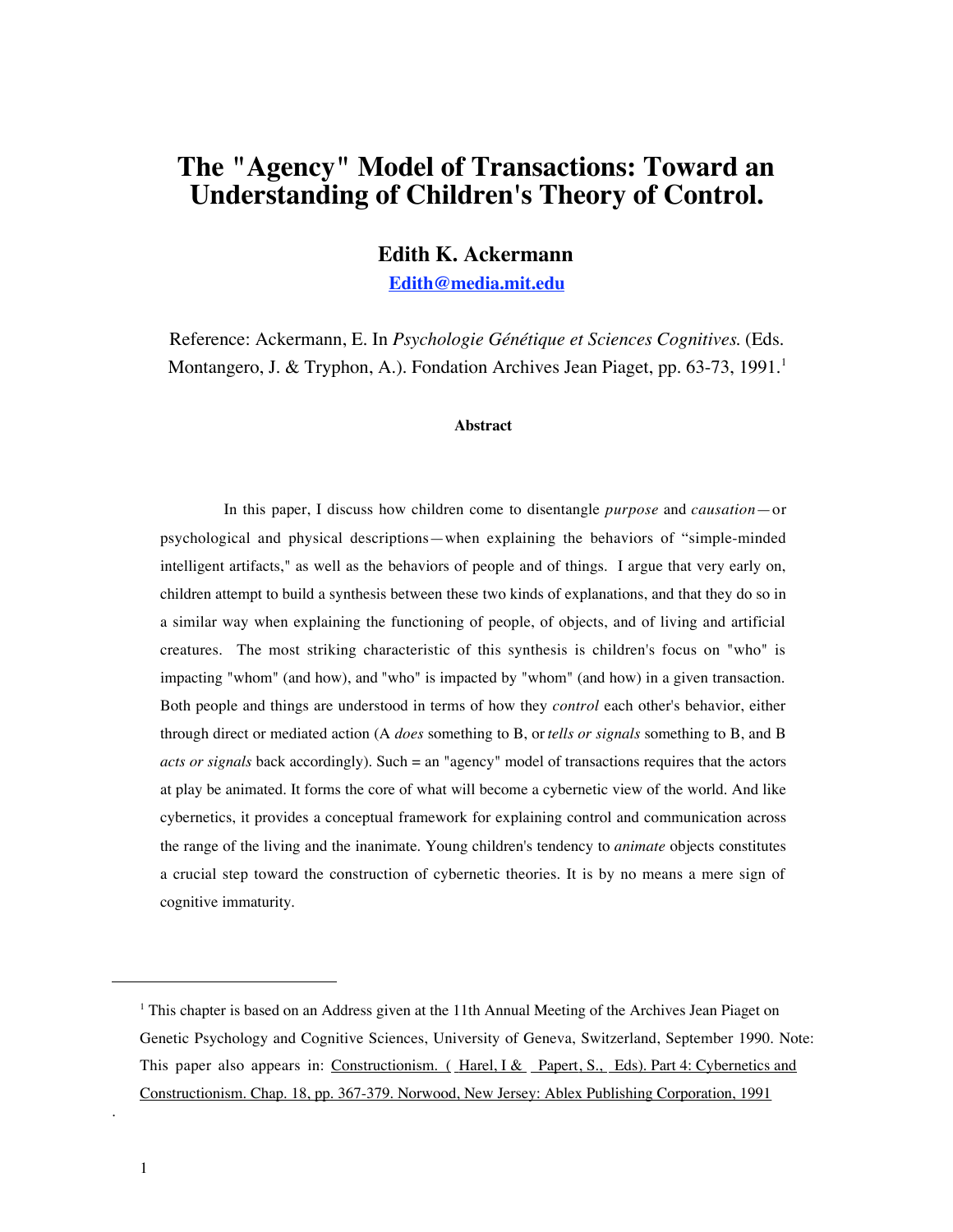# The "Agency" Model of Transactions: Toward an Understanding of Children's Theory of Control.

**Edith K. Ackermann**

**Edith@media.mit.edu**

Reference: Ackermann, E. In *Psychologie Génétique et Sciences Cognitives.* (Eds. Montangero, J. & Tryphon, A.). Fondation Archives Jean Piaget, pp. 63-73, 1991.[1]

**Abstract**

In this paper, I discuss how children come to disentangle *purpose* and *causation*—or psychological and physical descriptions—when explaining the behaviors of "simple-minded intelligent artifacts," as well as the behaviors of people and of things. I argue that very early on, children attempt to build a synthesis between these two kinds of explanations, and that they do so in a similar way when explaining the functioning of people, of objects, and of living and artificial creatures. The most striking characteristic of this synthesis is children's focus on "who" is impacting "whom" (and how), and "who" is impacted by "whom" (and how) in a given transaction. Both people and things are understood in terms of how they *control* each other's behavior, either through direct or mediated action (A *does* something to B, or *tells or signals* something to B, and B *acts or signals* back accordingly). Such = an "agency" model of transactions requires that the actors at play be animated. It forms the core of what will become a cybernetic view of the world. And like cybernetics, it provides a conceptual framework for explaining control and communication across the range of the living and the inanimate. Young children's tendency to *animate* objects constitutes a crucial step toward the construction of cybernetic theories. It is by no means a mere sign of cognitive immaturity.

---

[1] This chapter is based on an Address given at the 11th Annual Meeting of the Archives Jean Piaget on Genetic Psychology and Cognitive Sciences, University of Geneva, Switzerland, September 1990. Note: This paper also appears in: Constructionism. ( Harel, I & Papert, S., Eds). Part 4: Cybernetics and Constructionism. Chap. 18, pp. 367-379. Norwood, New Jersey: Ablex Publishing Corporation, 1991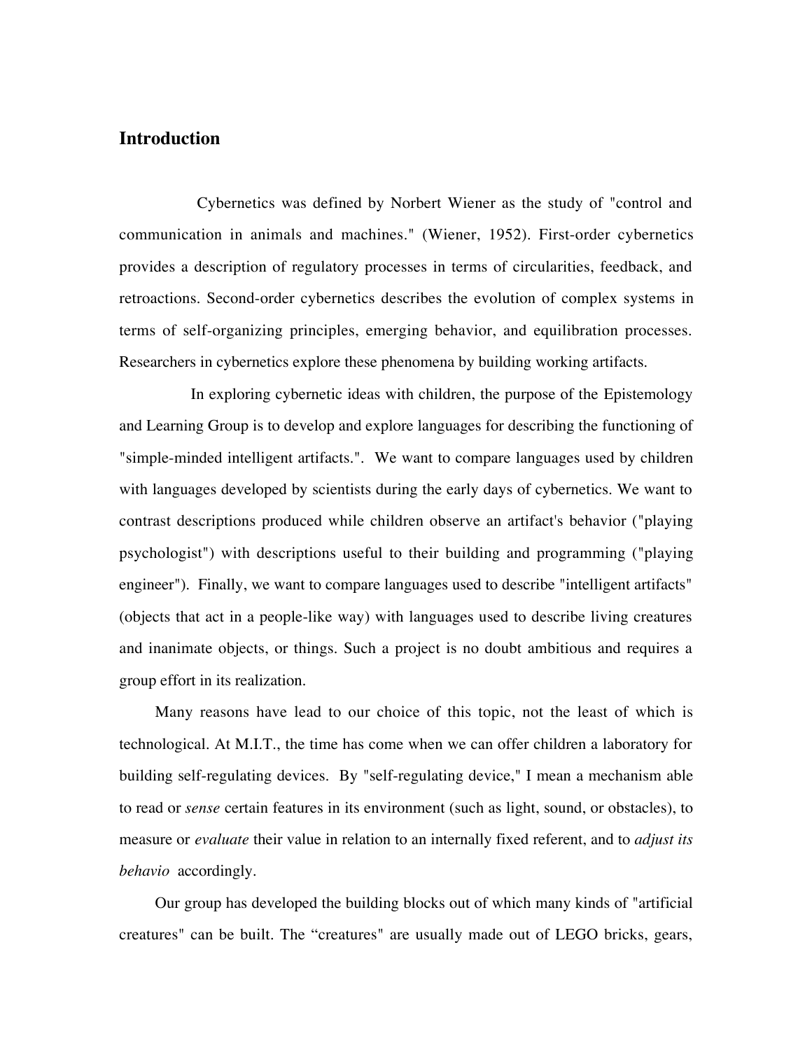## Introduction

Cybernetics was defined by Norbert Wiener as the study of "control and communication in animals and machines." (Wiener, 1952). First-order cybernetics provides a description of regulatory processes in terms of circularities, feedback, and retroactions. Second-order cybernetics describes the evolution of complex systems in terms of self-organizing principles, emerging behavior, and equilibration processes. Researchers in cybernetics explore these phenomena by building working artifacts.

In exploring cybernetic ideas with children, the purpose of the Epistemology and Learning Group is to develop and explore languages for describing the functioning of "simple-minded intelligent artifacts.". We want to compare languages used by children with languages developed by scientists during the early days of cybernetics. We want to contrast descriptions produced while children observe an artifact's behavior ("playing psychologist") with descriptions useful to their building and programming ("playing engineer"). Finally, we want to compare languages used to describe "intelligent artifacts" (objects that act in a people-like way) with languages used to describe living creatures and inanimate objects, or things. Such a project is no doubt ambitious and requires a group effort in its realization.

Many reasons have lead to our choice of this topic, not the least of which is technological. At M.I.T., the time has come when we can offer children a laboratory for building self-regulating devices. By "self-regulating device," I mean a mechanism able to read or *sense* certain features in its environment (such as light, sound, or obstacles), to measure or *evaluate* their value in relation to an internally fixed referent, and to *adjust its behavio* accordingly.

Our group has developed the building blocks out of which many kinds of "artificial creatures" can be built. The "creatures" are usually made out of LEGO bricks, gears,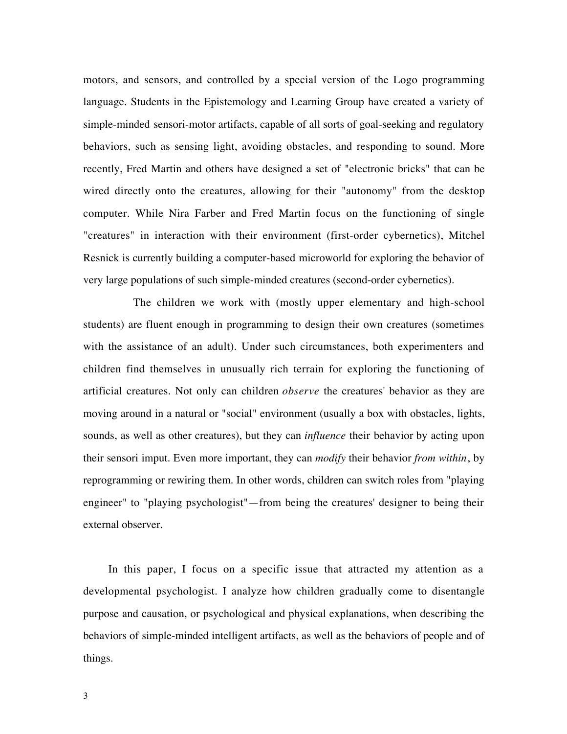motors, and sensors, and controlled by a special version of the Logo programming language. Students in the Epistemology and Learning Group have created a variety of simple-minded sensori-motor artifacts, capable of all sorts of goal-seeking and regulatory behaviors, such as sensing light, avoiding obstacles, and responding to sound. More recently, Fred Martin and others have designed a set of "electronic bricks" that can be wired directly onto the creatures, allowing for their "autonomy" from the desktop computer. While Nira Farber and Fred Martin focus on the functioning of single "creatures" in interaction with their environment (first-order cybernetics), Mitchel Resnick is currently building a computer-based microworld for exploring the behavior of very large populations of such simple-minded creatures (second-order cybernetics).

The children we work with (mostly upper elementary and high-school students) are fluent enough in programming to design their own creatures (sometimes with the assistance of an adult). Under such circumstances, both experimenters and children find themselves in unusually rich terrain for exploring the functioning of artificial creatures. Not only can children *observe* the creatures' behavior as they are moving around in a natural or "social" environment (usually a box with obstacles, lights, sounds, as well as other creatures), but they can *influence* their behavior by acting upon their sensori imput. Even more important, they can *modify* their behavior *from within*, by reprogramming or rewiring them. In other words, children can switch roles from "playing engineer" to "playing psychologist"—from being the creatures' designer to being their external observer.

In this paper, I focus on a specific issue that attracted my attention as a developmental psychologist. I analyze how children gradually come to disentangle purpose and causation, or psychological and physical explanations, when describing the behaviors of simple-minded intelligent artifacts, as well as the behaviors of people and of things.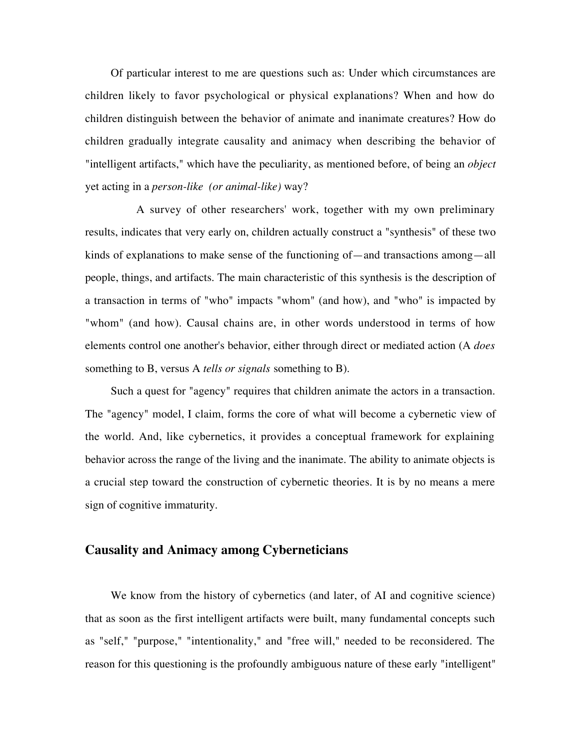Of particular interest to me are questions such as: Under which circumstances are children likely to favor psychological or physical explanations? When and how do children distinguish between the behavior of animate and inanimate creatures? How do children gradually integrate causality and animacy when describing the behavior of "intelligent artifacts," which have the peculiarity, as mentioned before, of being an *object* yet acting in a *person-like (or animal-like)* way?

A survey of other researchers' work, together with my own preliminary results, indicates that very early on, children actually construct a "synthesis" of these two kinds of explanations to make sense of the functioning of—and transactions among—all people, things, and artifacts. The main characteristic of this synthesis is the description of a transaction in terms of "who" impacts "whom" (and how), and "who" is impacted by "whom" (and how). Causal chains are, in other words understood in terms of how elements control one another's behavior, either through direct or mediated action (A *does* something to B, versus A *tells or signals* something to B).

Such a quest for "agency" requires that children animate the actors in a transaction. The "agency" model, I claim, forms the core of what will become a cybernetic view of the world. And, like cybernetics, it provides a conceptual framework for explaining behavior across the range of the living and the inanimate. The ability to animate objects is a crucial step toward the construction of cybernetic theories. It is by no means a mere sign of cognitive immaturity.

## Causality and Animacy among Cyberneticians

We know from the history of cybernetics (and later, of AI and cognitive science) that as soon as the first intelligent artifacts were built, many fundamental concepts such as "self," "purpose," "intentionality," and "free will," needed to be reconsidered. The reason for this questioning is the profoundly ambiguous nature of these early "intelligent"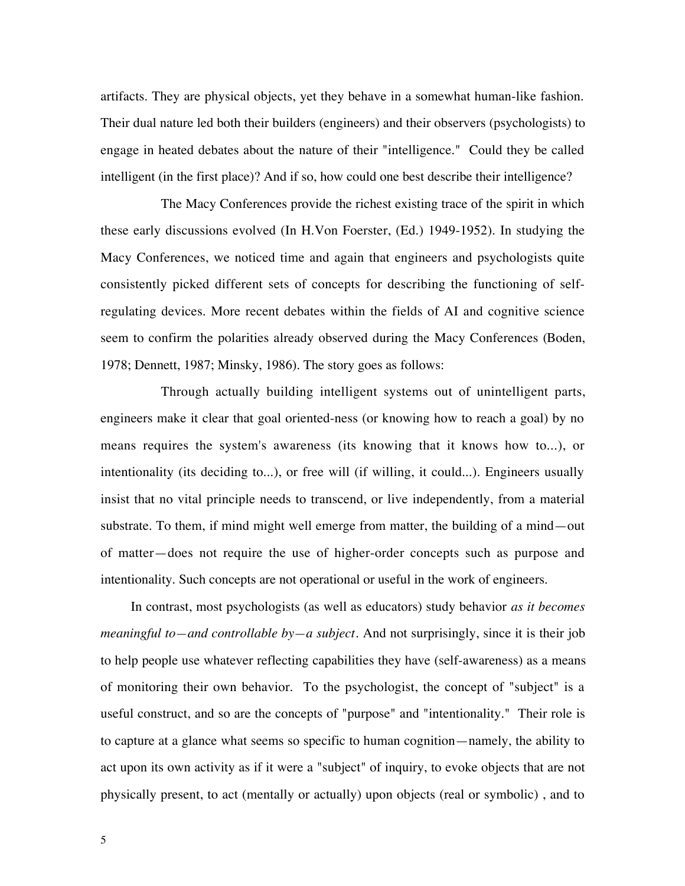artifacts. They are physical objects, yet they behave in a somewhat human-like fashion. Their dual nature led both their builders (engineers) and their observers (psychologists) to engage in heated debates about the nature of their "intelligence." Could they be called intelligent (in the first place)? And if so, how could one best describe their intelligence?

The Macy Conferences provide the richest existing trace of the spirit in which these early discussions evolved (In H.Von Foerster, (Ed.) 1949-1952). In studying the Macy Conferences, we noticed time and again that engineers and psychologists quite consistently picked different sets of concepts for describing the functioning of self-regulating devices. More recent debates within the fields of AI and cognitive science seem to confirm the polarities already observed during the Macy Conferences (Boden, 1978; Dennett, 1987; Minsky, 1986). The story goes as follows:

Through actually building intelligent systems out of unintelligent parts, engineers make it clear that goal oriented-ness (or knowing how to reach a goal) by no means requires the system's awareness (its knowing that it knows how to...), or intentionality (its deciding to...), or free will (if willing, it could...). Engineers usually insist that no vital principle needs to transcend, or live independently, from a material substrate. To them, if mind might well emerge from matter, the building of a mind—out of matter—does not require the use of higher-order concepts such as purpose and intentionality. Such concepts are not operational or useful in the work of engineers.

In contrast, most psychologists (as well as educators) study behavior *as it becomes meaningful to—and controllable by—a subject*. And not surprisingly, since it is their job to help people use whatever reflecting capabilities they have (self-awareness) as a means of monitoring their own behavior. To the psychologist, the concept of "subject" is a useful construct, and so are the concepts of "purpose" and "intentionality." Their role is to capture at a glance what seems so specific to human cognition—namely, the ability to act upon its own activity as if it were a "subject" of inquiry, to evoke objects that are not physically present, to act (mentally or actually) upon objects (real or symbolic) , and to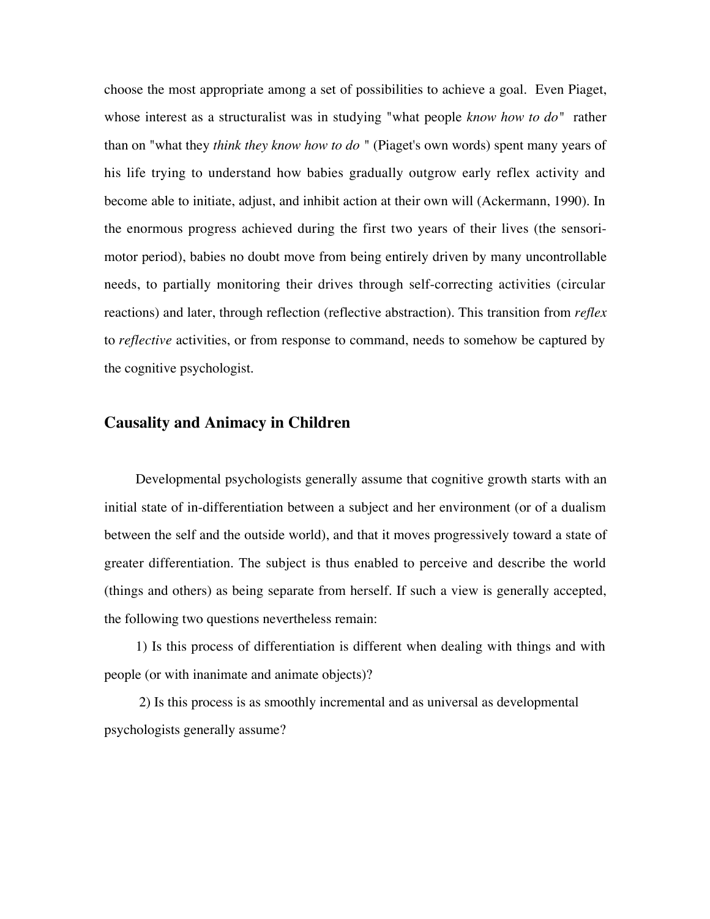choose the most appropriate among a set of possibilities to achieve a goal. Even Piaget, whose interest as a structuralist was in studying "what people *know how to do*" rather than on "what they *think they know how to do* " (Piaget's own words) spent many years of his life trying to understand how babies gradually outgrow early reflex activity and become able to initiate, adjust, and inhibit action at their own will (Ackermann, 1990). In the enormous progress achieved during the first two years of their lives (the sensori-motor period), babies no doubt move from being entirely driven by many uncontrollable needs, to partially monitoring their drives through self-correcting activities (circular reactions) and later, through reflection (reflective abstraction). This transition from *reflex* to *reflective* activities, or from response to command, needs to somehow be captured by the cognitive psychologist.

## Causality and Animacy in Children

Developmental psychologists generally assume that cognitive growth starts with an initial state of in-differentiation between a subject and her environment (or of a dualism between the self and the outside world), and that it moves progressively toward a state of greater differentiation. The subject is thus enabled to perceive and describe the world (things and others) as being separate from herself. If such a view is generally accepted, the following two questions nevertheless remain:

1) Is this process of differentiation is different when dealing with things and with people (or with inanimate and animate objects)?

2) Is this process is as smoothly incremental and as universal as developmental psychologists generally assume?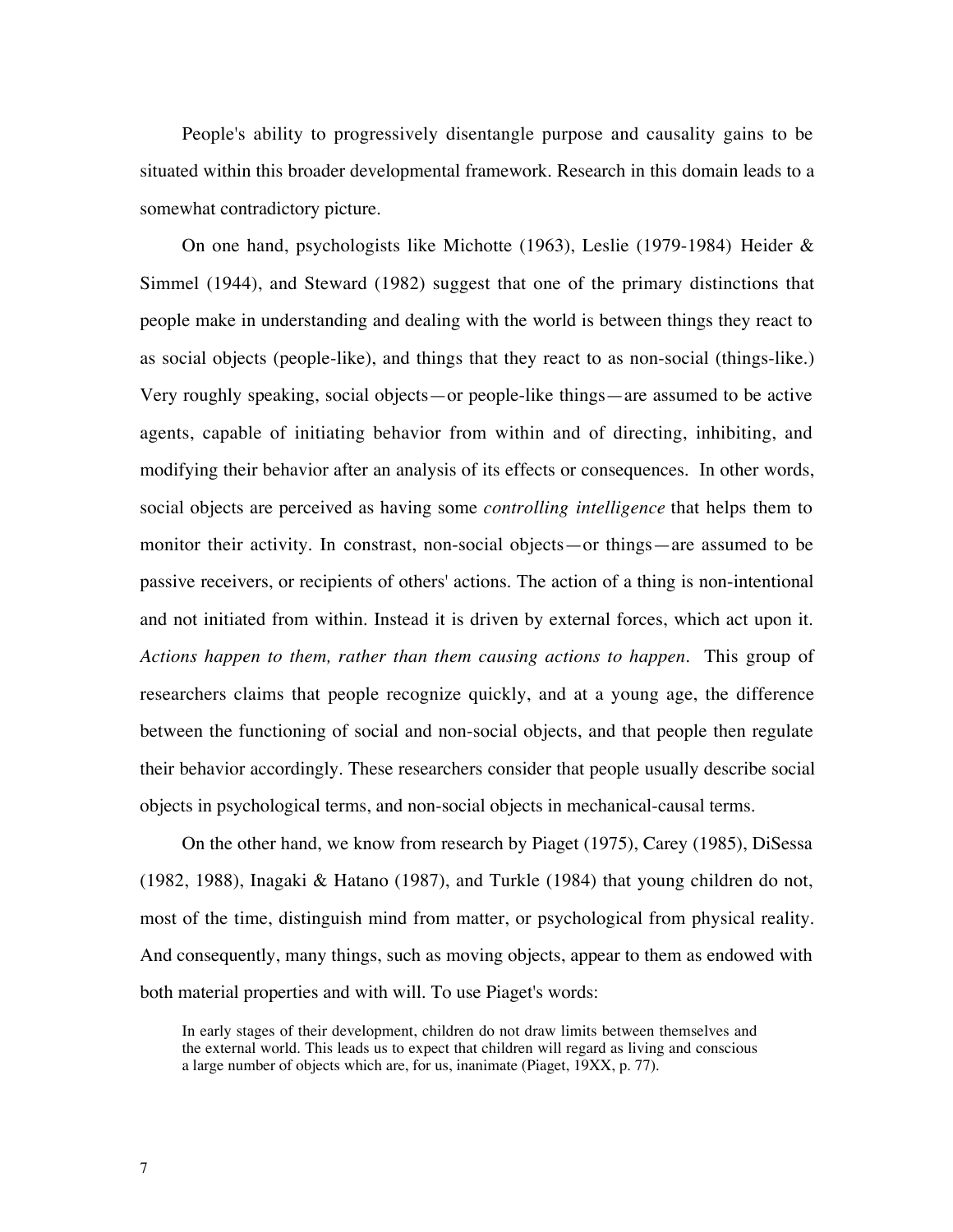People's ability to progressively disentangle purpose and causality gains to be situated within this broader developmental framework. Research in this domain leads to a somewhat contradictory picture.

On one hand, psychologists like Michotte (1963), Leslie (1979-1984) Heider & Simmel (1944), and Steward (1982) suggest that one of the primary distinctions that people make in understanding and dealing with the world is between things they react to as social objects (people-like), and things that they react to as non-social (things-like.) Very roughly speaking, social objects—or people-like things—are assumed to be active agents, capable of initiating behavior from within and of directing, inhibiting, and modifying their behavior after an analysis of its effects or consequences. In other words, social objects are perceived as having some *controlling intelligence* that helps them to monitor their activity. In constrast, non-social objects—or things—are assumed to be passive receivers, or recipients of others' actions. The action of a thing is non-intentional and not initiated from within. Instead it is driven by external forces, which act upon it. *Actions happen to them, rather than them causing actions to happen.* This group of researchers claims that people recognize quickly, and at a young age, the difference between the functioning of social and non-social objects, and that people then regulate their behavior accordingly. These researchers consider that people usually describe social objects in psychological terms, and non-social objects in mechanical-causal terms.

On the other hand, we know from research by Piaget (1975), Carey (1985), DiSessa (1982, 1988), Inagaki & Hatano (1987), and Turkle (1984) that young children do not, most of the time, distinguish mind from matter, or psychological from physical reality. And consequently, many things, such as moving objects, appear to them as endowed with both material properties and with will. To use Piaget's words:

> In early stages of their development, children do not draw limits between themselves and the external world. This leads us to expect that children will regard as living and conscious a large number of objects which are, for us, inanimate (Piaget, 19XX, p. 77).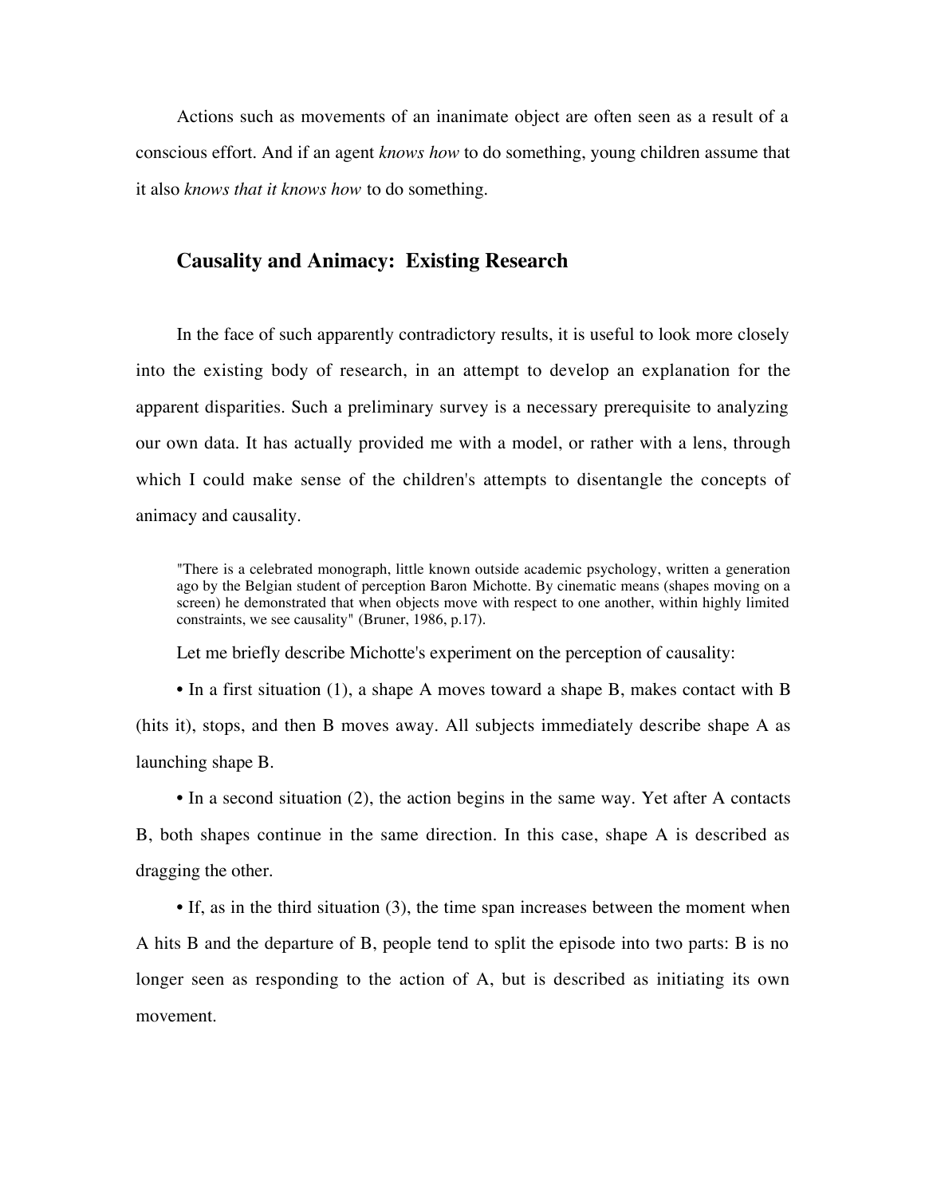Actions such as movements of an inanimate object are often seen as a result of a conscious effort. And if an agent *knows how* to do something, young children assume that it also *knows that it knows how* to do something.

## Causality and Animacy: Existing Research

In the face of such apparently contradictory results, it is useful to look more closely into the existing body of research, in an attempt to develop an explanation for the apparent disparities. Such a preliminary survey is a necessary prerequisite to analyzing our own data. It has actually provided me with a model, or rather with a lens, through which I could make sense of the children's attempts to disentangle the concepts of animacy and causality.

> "There is a celebrated monograph, little known outside academic psychology, written a generation ago by the Belgian student of perception Baron Michotte. By cinematic means (shapes moving on a screen) he demonstrated that when objects move with respect to one another, within highly limited constraints, we see causality" (Bruner, 1986, p.17).

Let me briefly describe Michotte's experiment on the perception of causality:

- In a first situation (1), a shape A moves toward a shape B, makes contact with B (hits it), stops, and then B moves away. All subjects immediately describe shape A as launching shape B.
- In a second situation (2), the action begins in the same way. Yet after A contacts B, both shapes continue in the same direction. In this case, shape A is described as dragging the other.
- If, as in the third situation (3), the time span increases between the moment when A hits B and the departure of B, people tend to split the episode into two parts: B is no longer seen as responding to the action of A, but is described as initiating its own movement.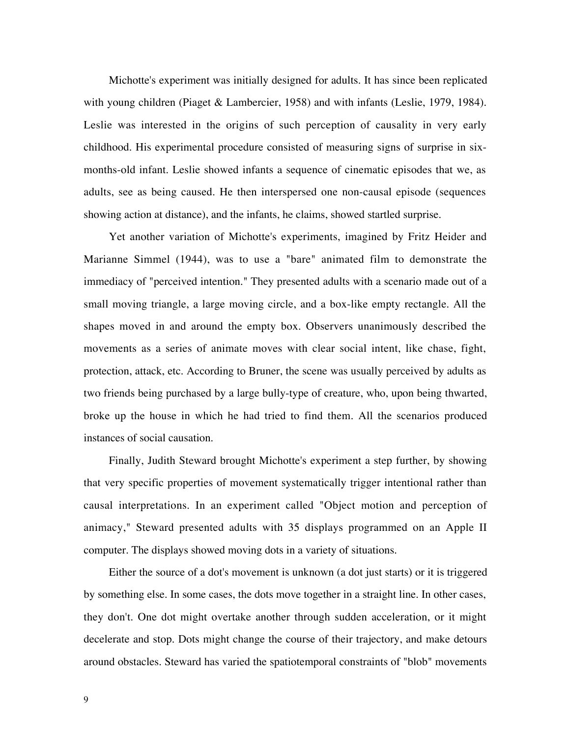Michotte's experiment was initially designed for adults. It has since been replicated with young children (Piaget & Lambercier, 1958) and with infants (Leslie, 1979, 1984). Leslie was interested in the origins of such perception of causality in very early childhood. His experimental procedure consisted of measuring signs of surprise in six-months-old infant. Leslie showed infants a sequence of cinematic episodes that we, as adults, see as being caused. He then interspersed one non-causal episode (sequences showing action at distance), and the infants, he claims, showed startled surprise.

Yet another variation of Michotte's experiments, imagined by Fritz Heider and Marianne Simmel (1944), was to use a "bare" animated film to demonstrate the immediacy of "perceived intention." They presented adults with a scenario made out of a small moving triangle, a large moving circle, and a box-like empty rectangle. All the shapes moved in and around the empty box. Observers unanimously described the movements as a series of animate moves with clear social intent, like chase, fight, protection, attack, etc. According to Bruner, the scene was usually perceived by adults as two friends being purchased by a large bully-type of creature, who, upon being thwarted, broke up the house in which he had tried to find them. All the scenarios produced instances of social causation.

Finally, Judith Steward brought Michotte's experiment a step further, by showing that very specific properties of movement systematically trigger intentional rather than causal interpretations. In an experiment called "Object motion and perception of animacy," Steward presented adults with 35 displays programmed on an Apple II computer. The displays showed moving dots in a variety of situations.

Either the source of a dot's movement is unknown (a dot just starts) or it is triggered by something else. In some cases, the dots move together in a straight line. In other cases, they don't. One dot might overtake another through sudden acceleration, or it might decelerate and stop. Dots might change the course of their trajectory, and make detours around obstacles. Steward has varied the spatiotemporal constraints of "blob" movements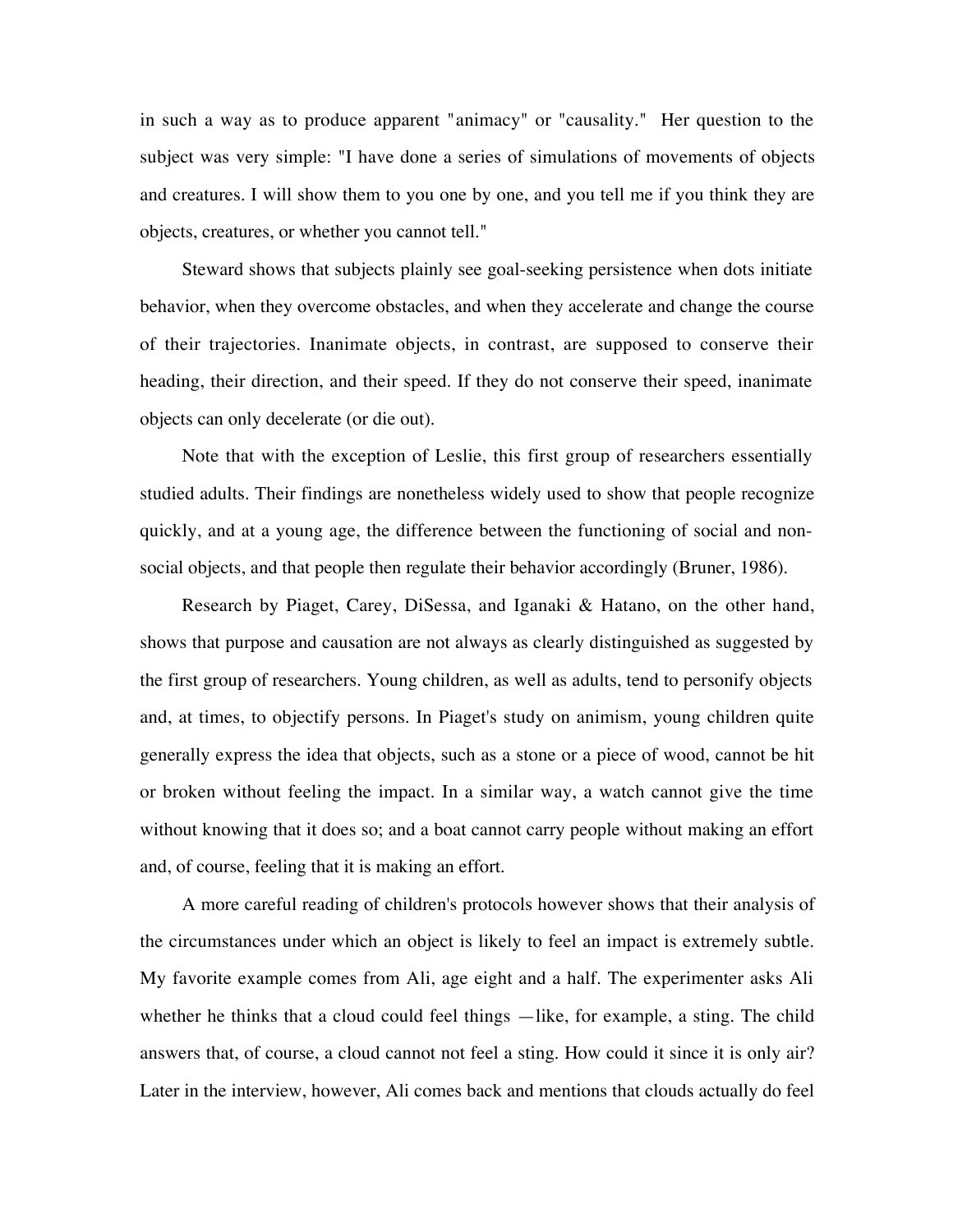in such a way as to produce apparent "animacy" or "causality." Her question to the subject was very simple: "I have done a series of simulations of movements of objects and creatures. I will show them to you one by one, and you tell me if you think they are objects, creatures, or whether you cannot tell."

Steward shows that subjects plainly see goal-seeking persistence when dots initiate behavior, when they overcome obstacles, and when they accelerate and change the course of their trajectories. Inanimate objects, in contrast, are supposed to conserve their heading, their direction, and their speed. If they do not conserve their speed, inanimate objects can only decelerate (or die out).

Note that with the exception of Leslie, this first group of researchers essentially studied adults. Their findings are nonetheless widely used to show that people recognize quickly, and at a young age, the difference between the functioning of social and non-social objects, and that people then regulate their behavior accordingly (Bruner, 1986).

Research by Piaget, Carey, DiSessa, and Iganaki & Hatano, on the other hand, shows that purpose and causation are not always as clearly distinguished as suggested by the first group of researchers. Young children, as well as adults, tend to personify objects and, at times, to objectify persons. In Piaget's study on animism, young children quite generally express the idea that objects, such as a stone or a piece of wood, cannot be hit or broken without feeling the impact. In a similar way, a watch cannot give the time without knowing that it does so; and a boat cannot carry people without making an effort and, of course, feeling that it is making an effort.

A more careful reading of children's protocols however shows that their analysis of the circumstances under which an object is likely to feel an impact is extremely subtle. My favorite example comes from Ali, age eight and a half. The experimenter asks Ali whether he thinks that a cloud could feel things —like, for example, a sting. The child answers that, of course, a cloud cannot not feel a sting. How could it since it is only air? Later in the interview, however, Ali comes back and mentions that clouds actually do feel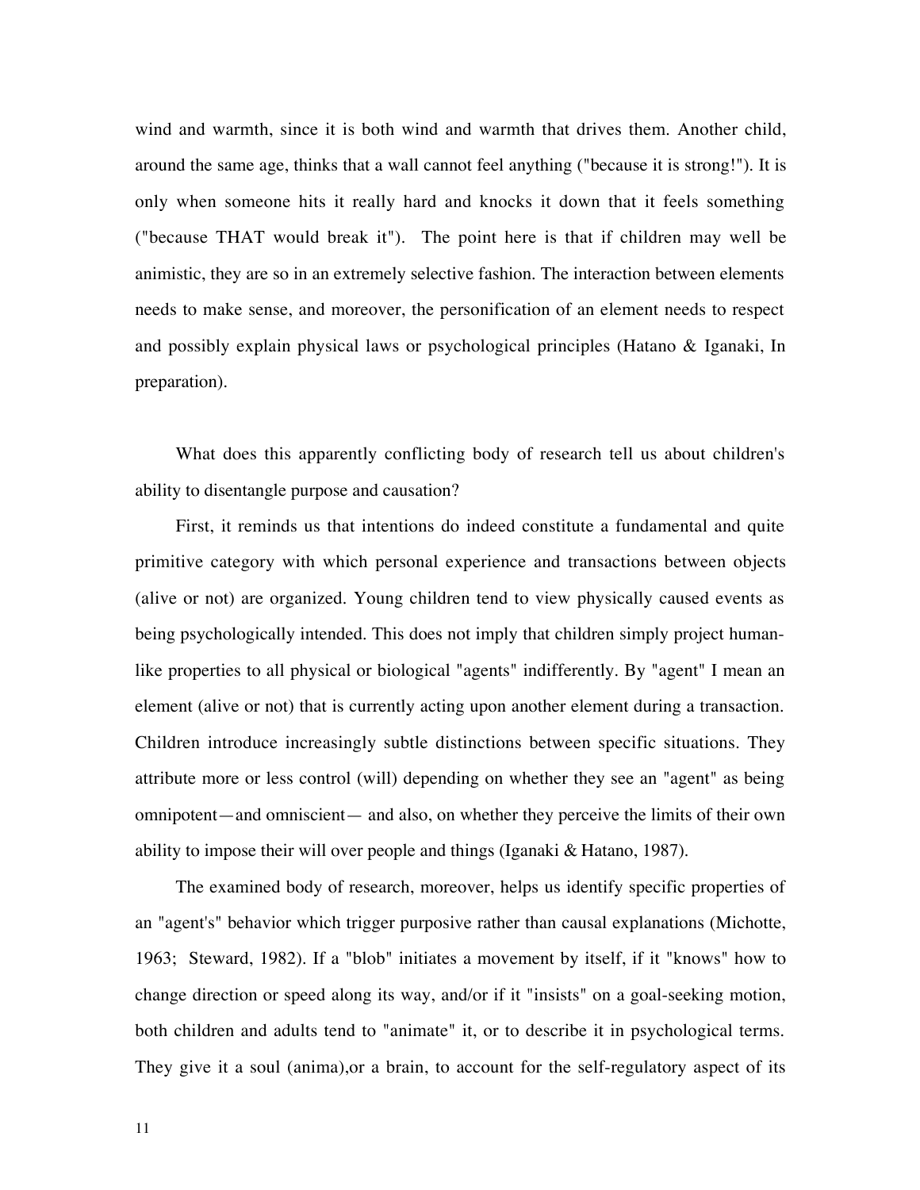wind and warmth, since it is both wind and warmth that drives them. Another child, around the same age, thinks that a wall cannot feel anything ("because it is strong!"). It is only when someone hits it really hard and knocks it down that it feels something ("because THAT would break it"). The point here is that if children may well be animistic, they are so in an extremely selective fashion. The interaction between elements needs to make sense, and moreover, the personification of an element needs to respect and possibly explain physical laws or psychological principles (Hatano & Iganaki, In preparation).

What does this apparently conflicting body of research tell us about children's ability to disentangle purpose and causation?

First, it reminds us that intentions do indeed constitute a fundamental and quite primitive category with which personal experience and transactions between objects (alive or not) are organized. Young children tend to view physically caused events as being psychologically intended. This does not imply that children simply project human-like properties to all physical or biological "agents" indifferently. By "agent" I mean an element (alive or not) that is currently acting upon another element during a transaction. Children introduce increasingly subtle distinctions between specific situations. They attribute more or less control (will) depending on whether they see an "agent" as being omnipotent—and omniscient— and also, on whether they perceive the limits of their own ability to impose their will over people and things (Iganaki & Hatano, 1987).

The examined body of research, moreover, helps us identify specific properties of an "agent's" behavior which trigger purposive rather than causal explanations (Michotte, 1963; Steward, 1982). If a "blob" initiates a movement by itself, if it "knows" how to change direction or speed along its way, and/or if it "insists" on a goal-seeking motion, both children and adults tend to "animate" it, or to describe it in psychological terms. They give it a soul (anima),or a brain, to account for the self-regulatory aspect of its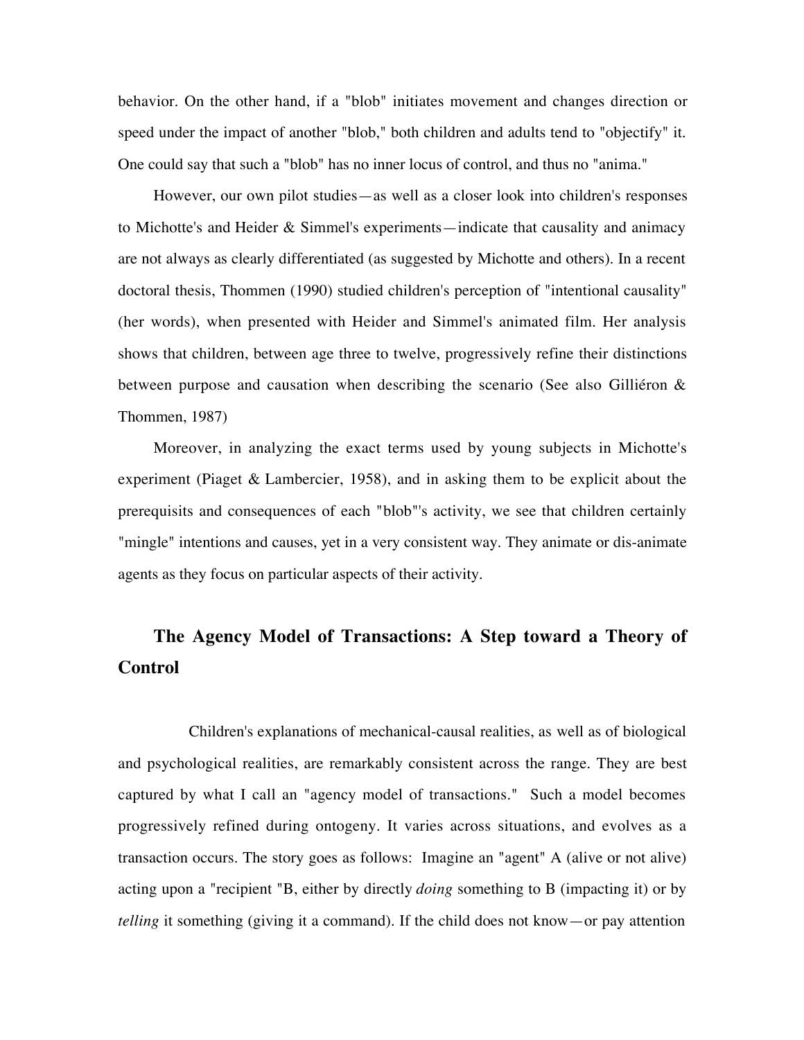behavior. On the other hand, if a "blob" initiates movement and changes direction or speed under the impact of another "blob," both children and adults tend to "objectify" it. One could say that such a "blob" has no inner locus of control, and thus no "anima."

However, our own pilot studies—as well as a closer look into children's responses to Michotte's and Heider & Simmel's experiments—indicate that causality and animacy are not always as clearly differentiated (as suggested by Michotte and others). In a recent doctoral thesis, Thommen (1990) studied children's perception of "intentional causality" (her words), when presented with Heider and Simmel's animated film. Her analysis shows that children, between age three to twelve, progressively refine their distinctions between purpose and causation when describing the scenario (See also Gilliéron & Thommen, 1987)

Moreover, in analyzing the exact terms used by young subjects in Michotte's experiment (Piaget & Lambercier, 1958), and in asking them to be explicit about the prerequisits and consequences of each "blob"'s activity, we see that children certainly "mingle" intentions and causes, yet in a very consistent way. They animate or dis-animate agents as they focus on particular aspects of their activity.

## The Agency Model of Transactions: A Step toward a Theory of Control

Children's explanations of mechanical-causal realities, as well as of biological and psychological realities, are remarkably consistent across the range. They are best captured by what I call an "agency model of transactions." Such a model becomes progressively refined during ontogeny. It varies across situations, and evolves as a transaction occurs. The story goes as follows: Imagine an "agent" A (alive or not alive) acting upon a "recipient "B, either by directly *doing* something to B (impacting it) or by *telling* it something (giving it a command). If the child does not know—or pay attention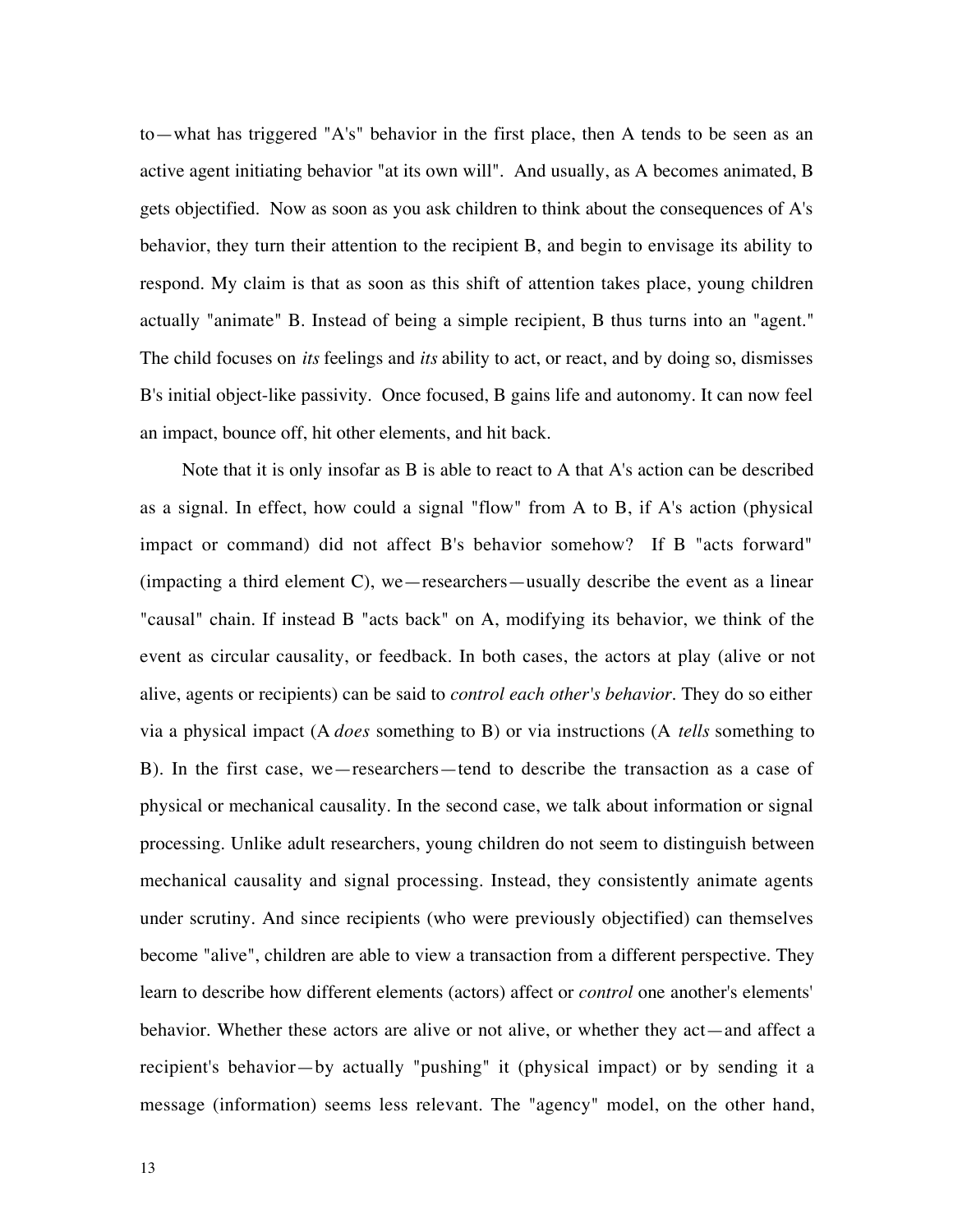to—what has triggered "A's" behavior in the first place, then A tends to be seen as an active agent initiating behavior "at its own will". And usually, as A becomes animated, B gets objectified. Now as soon as you ask children to think about the consequences of A's behavior, they turn their attention to the recipient B, and begin to envisage its ability to respond. My claim is that as soon as this shift of attention takes place, young children actually "animate" B. Instead of being a simple recipient, B thus turns into an "agent." The child focuses on *its* feelings and *its* ability to act, or react, and by doing so, dismisses B's initial object-like passivity. Once focused, B gains life and autonomy. It can now feel an impact, bounce off, hit other elements, and hit back.

Note that it is only insofar as B is able to react to A that A's action can be described as a signal. In effect, how could a signal "flow" from A to B, if A's action (physical impact or command) did not affect B's behavior somehow? If B "acts forward" (impacting a third element C), we—researchers—usually describe the event as a linear "causal" chain. If instead B "acts back" on A, modifying its behavior, we think of the event as circular causality, or feedback. In both cases, the actors at play (alive or not alive, agents or recipients) can be said to *control each other's behavior*. They do so either via a physical impact (A *does* something to B) or via instructions (A *tells* something to B). In the first case, we—researchers—tend to describe the transaction as a case of physical or mechanical causality. In the second case, we talk about information or signal processing. Unlike adult researchers, young children do not seem to distinguish between mechanical causality and signal processing. Instead, they consistently animate agents under scrutiny. And since recipients (who were previously objectified) can themselves become "alive", children are able to view a transaction from a different perspective. They learn to describe how different elements (actors) affect or *control* one another's elements' behavior. Whether these actors are alive or not alive, or whether they act—and affect a recipient's behavior—by actually "pushing" it (physical impact) or by sending it a message (information) seems less relevant. The "agency" model, on the other hand,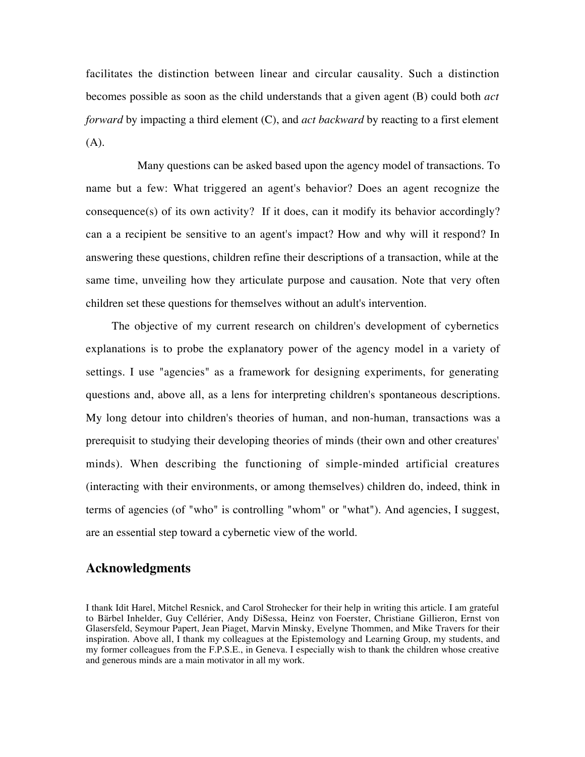facilitates the distinction between linear and circular causality. Such a distinction becomes possible as soon as the child understands that a given agent (B) could both *act forward* by impacting a third element (C), and *act backward* by reacting to a first element (A).

Many questions can be asked based upon the agency model of transactions. To name but a few: What triggered an agent's behavior? Does an agent recognize the consequence(s) of its own activity? If it does, can it modify its behavior accordingly? can a a recipient be sensitive to an agent's impact? How and why will it respond? In answering these questions, children refine their descriptions of a transaction, while at the same time, unveiling how they articulate purpose and causation. Note that very often children set these questions for themselves without an adult's intervention.

The objective of my current research on children's development of cybernetics explanations is to probe the explanatory power of the agency model in a variety of settings. I use "agencies" as a framework for designing experiments, for generating questions and, above all, as a lens for interpreting children's spontaneous descriptions. My long detour into children's theories of human, and non-human, transactions was a prerequisite to studying their developing theories of minds (their own and other creatures' minds). When describing the functioning of simple-minded artificial creatures (interacting with their environments, or among themselves) children do, indeed, think in terms of agencies (of "who" is controlling "whom" or "what"). And agencies, I suggest, are an essential step toward a cybernetic view of the world.

## Acknowledgments

I thank Idit Harel, Mitchel Resnick, and Carol Strohecker for their help in writing this article. I am grateful to Bärbel Inhelder, Guy Cellérier, Andy DiSessa, Heinz von Foerster, Christiane Gillieron, Ernst von Glasersfeld, Seymour Papert, Jean Piaget, Marvin Minsky, Evelyne Thommen, and Mike Travers for their inspiration. Above all, I thank my colleagues at the Epistemology and Learning Group, my students, and my former colleagues from the F.P.S.E., in Geneva. I especially wish to thank the children whose creative and generous minds are a main motivator in all my work.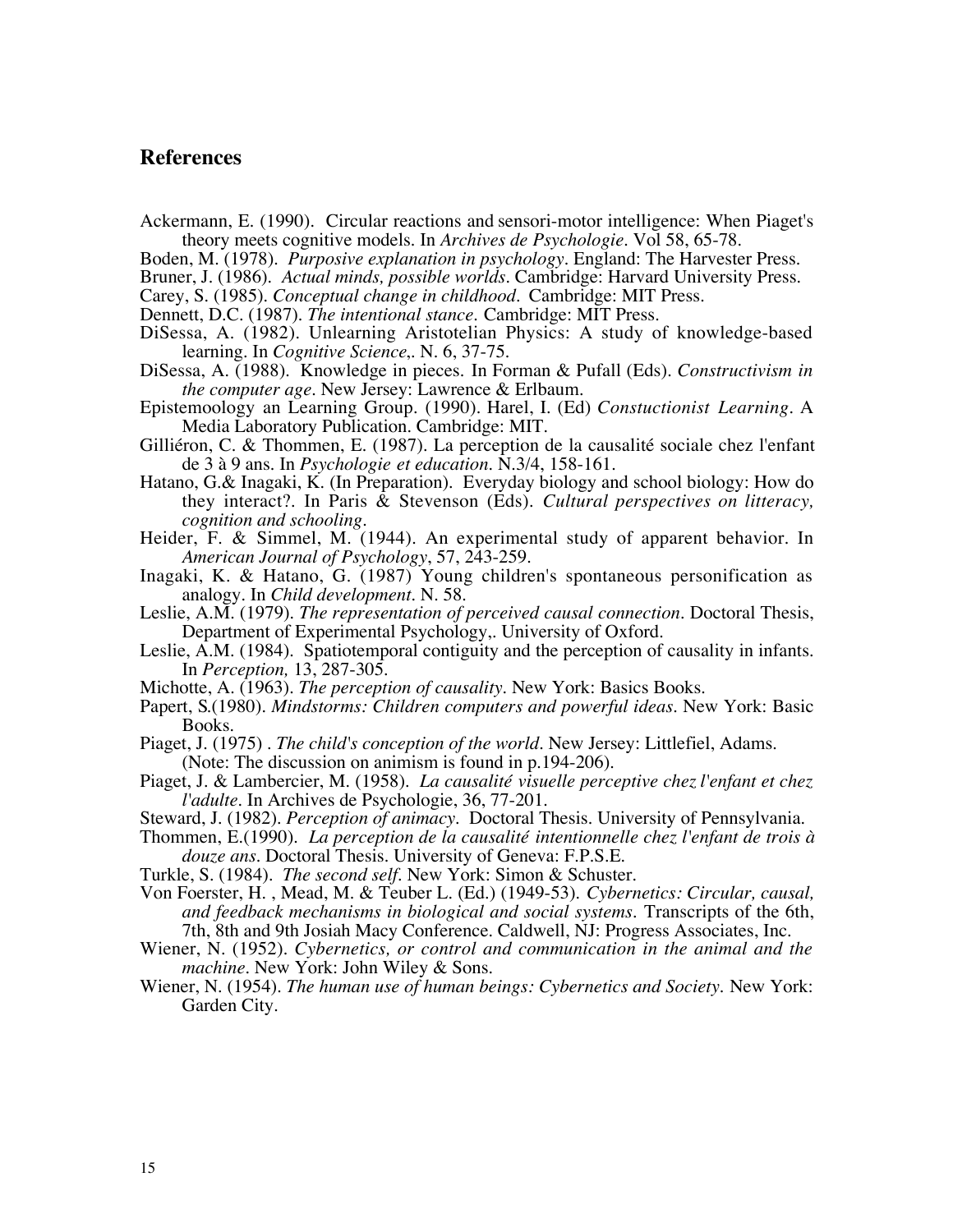## References

Ackermann, E. (1990). Circular reactions and sensori-motor intelligence: When Piaget's theory meets cognitive models. In *Archives de Psychologie*. Vol 58, 65-78.

Boden, M. (1978). *Purposive explanation in psychology*. England: The Harvester Press.

Bruner, J. (1986). *Actual minds, possible worlds*. Cambridge: Harvard University Press.

Carey, S. (1985). *Conceptual change in childhood*. Cambridge: MIT Press.

Dennett, D.C. (1987). *The intentional stance*. Cambridge: MIT Press.

DiSessa, A. (1982). Unlearning Aristotelian Physics: A study of knowledge-based learning. In *Cognitive Science*,. N. 6, 37-75.

DiSessa, A. (1988). Knowledge in pieces. In Forman & Pufall (Eds). *Constructivism in the computer age*. New Jersey: Lawrence & Erlbaum.

Epistemoology an Learning Group. (1990). Harel, I. (Ed) *Constuctionist Learning*. A Media Laboratory Publication. Cambridge: MIT.

Gilliéron, C. & Thommen, E. (1987). La perception de la causalité sociale chez l'enfant de 3 à 9 ans. In *Psychologie et education*. N.3/4, 158-161.

Hatano, G.& Inagaki, K. (In Preparation). Everyday biology and school biology: How do they interact?. In Paris & Stevenson (Eds). *Cultural perspectives on litteracy, cognition and schooling*.

Heider, F. & Simmel, M. (1944). An experimental study of apparent behavior. In *American Journal of Psychology*, 57, 243-259.

Inagaki, K. & Hatano, G. (1987) Young children's spontaneous personification as analogy. In *Child development*. N. 58.

Leslie, A.M. (1979). *The representation of perceived causal connection*. Doctoral Thesis, Department of Experimental Psychology,. University of Oxford.

Leslie, A.M. (1984). Spatiotemporal contiguity and the perception of causality in infants. In *Perception,* 13, 287-305.

Michotte, A. (1963). *The perception of causality*. New York: Basics Books.

Papert, S.(1980). *Mindstorms: Children computers and powerful ideas*. New York: Basic Books.

Piaget, J. (1975) . *The child's conception of the world*. New Jersey: Littlefiel, Adams. (Note: The discussion on animism is found in p.194-206).

Piaget, J. & Lambercier, M. (1958). *La causalité visuelle perceptive chez l'enfant et chez l'adulte*. In Archives de Psychologie, 36, 77-201.

Steward, J. (1982). *Perception of animacy*. Doctoral Thesis. University of Pennsylvania.

Thommen, E.(1990). *La perception de la causalité intentionnelle chez l'enfant de trois à douze ans*. Doctoral Thesis. University of Geneva: F.P.S.E.

Turkle, S. (1984). *The second self*. New York: Simon & Schuster.

Von Foerster, H. , Mead, M. & Teuber L. (Ed.) (1949-53). *Cybernetics: Circular, causal, and feedback mechanisms in biological and social systems*. Transcripts of the 6th, 7th, 8th and 9th Josiah Macy Conference. Caldwell, NJ: Progress Associates, Inc.

Wiener, N. (1952). *Cybernetics, or control and communication in the animal and the machine*. New York: John Wiley & Sons.

Wiener, N. (1954). *The human use of human beings: Cybernetics and Society*. New York: Garden City.